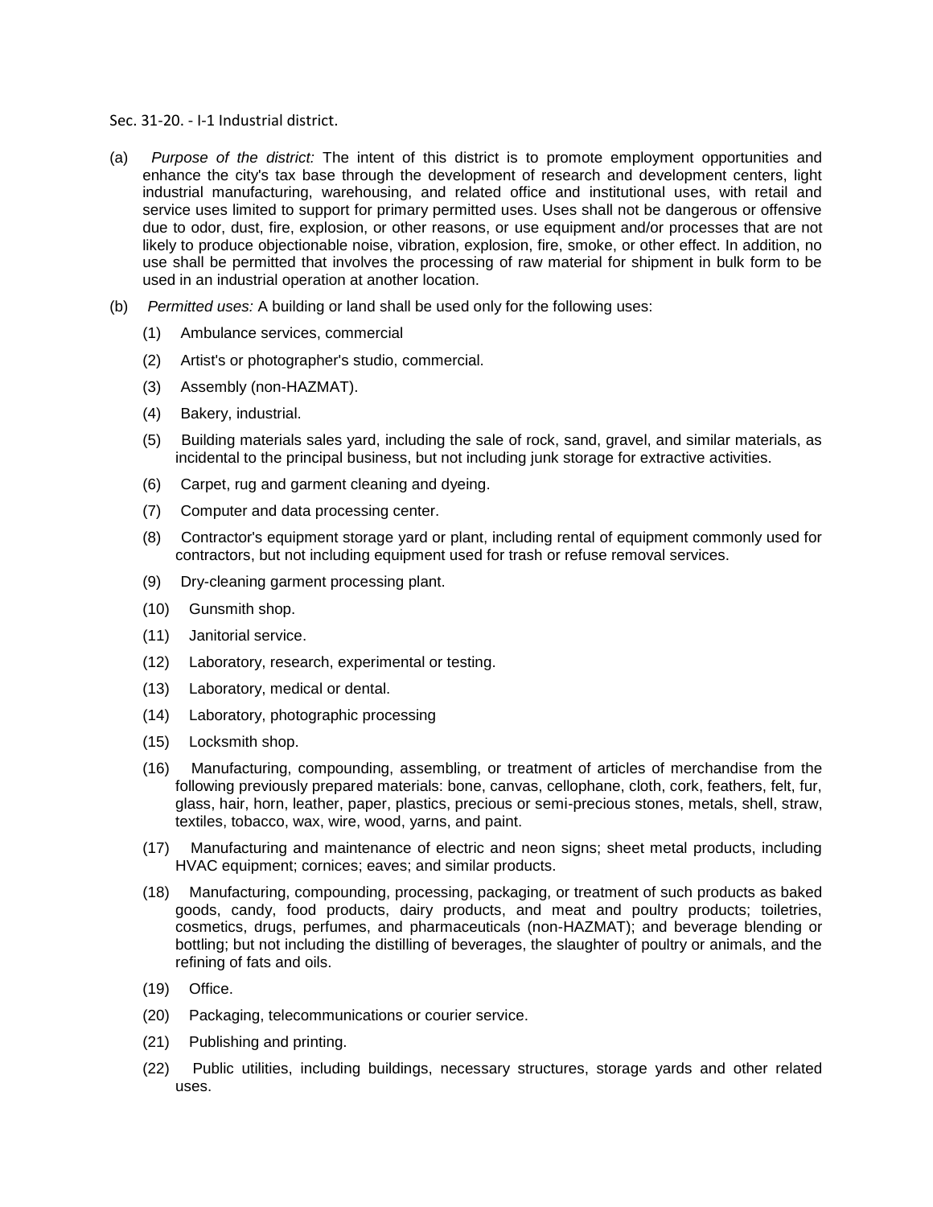Sec. 31-20. - I-1 Industrial district.

(a) *Purpose of the district:* The intent of this district is to promote employment opportunities and enhance the city's tax base through the development of research and development centers, light industrial manufacturing, warehousing, and related office and institutional uses, with retail and service uses limited to support for primary permitted uses. Uses shall not be dangerous or offensive due to odor, dust, fire, explosion, or other reasons, or use equipment and/or processes that are not likely to produce objectionable noise, vibration, explosion, fire, smoke, or other effect. In addition, no use shall be permitted that involves the processing of raw material for shipment in bulk form to be used in an industrial operation at another location.

(b) *Permitted uses:* A building or land shall be used only for the following uses:

(1) Ambulance services, commercial

(2) Artist's or photographer's studio, commercial.

(3) Assembly (non-HAZMAT).

(4) Bakery, industrial.

(5) Building materials sales yard, including the sale of rock, sand, gravel, and similar materials, as incidental to the principal business, but not including junk storage for extractive activities.

(6) Carpet, rug and garment cleaning and dyeing.

(7) Computer and data processing center.

(8) Contractor's equipment storage yard or plant, including rental of equipment commonly used for contractors, but not including equipment used for trash or refuse removal services.

(9) Dry-cleaning garment processing plant.

(10) Gunsmith shop.

(11) Janitorial service.

(12) Laboratory, research, experimental or testing.

(13) Laboratory, medical or dental.

(14) Laboratory, photographic processing

(15) Locksmith shop.

(16) Manufacturing, compounding, assembling, or treatment of articles of merchandise from the following previously prepared materials: bone, canvas, cellophane, cloth, cork, feathers, felt, fur, glass, hair, horn, leather, paper, plastics, precious or semi-precious stones, metals, shell, straw, textiles, tobacco, wax, wire, wood, yarns, and paint.

(17) Manufacturing and maintenance of electric and neon signs; sheet metal products, including HVAC equipment; cornices; eaves; and similar products.

(18) Manufacturing, compounding, processing, packaging, or treatment of such products as baked goods, candy, food products, dairy products, and meat and poultry products; toiletries, cosmetics, drugs, perfumes, and pharmaceuticals (non-HAZMAT); and beverage blending or bottling; but not including the distilling of beverages, the slaughter of poultry or animals, and the refining of fats and oils.

(19) Office.

(20) Packaging, telecommunications or courier service.

(21) Publishing and printing.

(22) Public utilities, including buildings, necessary structures, storage yards and other related uses.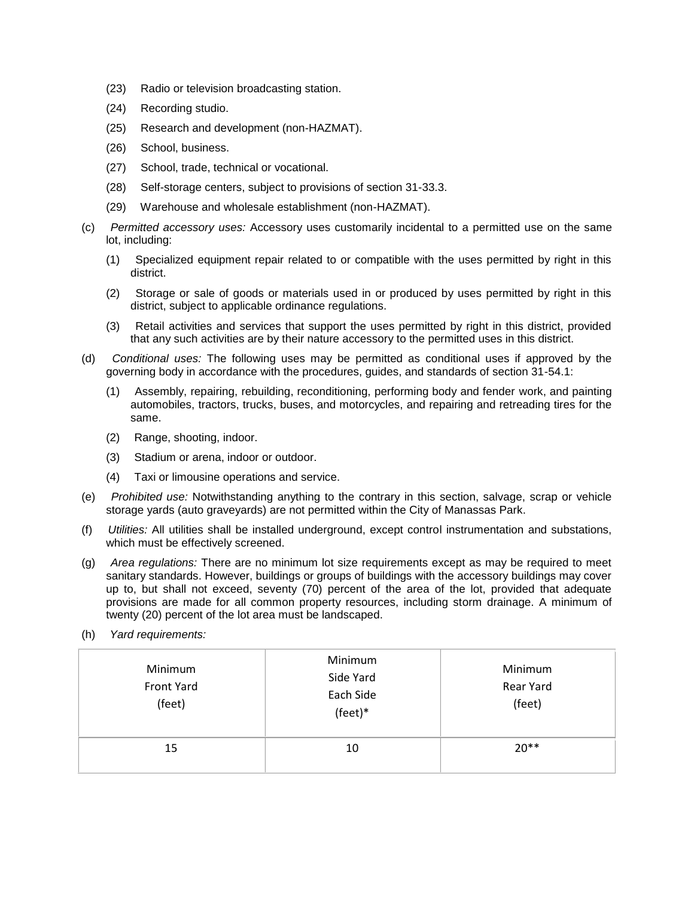(23) Radio or television broadcasting station.

(24) Recording studio.

(25) Research and development (non-HAZMAT).

(26) School, business.

(27) School, trade, technical or vocational.

(28) Self-storage centers, subject to provisions of section 31-33.3.

(29) Warehouse and wholesale establishment (non-HAZMAT).

(c) *Permitted accessory uses:* Accessory uses customarily incidental to a permitted use on the same lot, including:

(1) Specialized equipment repair related to or compatible with the uses permitted by right in this district.

(2) Storage or sale of goods or materials used in or produced by uses permitted by right in this district, subject to applicable ordinance regulations.

(3) Retail activities and services that support the uses permitted by right in this district, provided that any such activities are by their nature accessory to the permitted uses in this district.

(d) *Conditional uses:* The following uses may be permitted as conditional uses if approved by the governing body in accordance with the procedures, guides, and standards of section 31-54.1:

(1) Assembly, repairing, rebuilding, reconditioning, performing body and fender work, and painting automobiles, tractors, trucks, buses, and motorcycles, and repairing and retreading tires for the same.

(2) Range, shooting, indoor.

(3) Stadium or arena, indoor or outdoor.

(4) Taxi or limousine operations and service.

(e) *Prohibited use:* Notwithstanding anything to the contrary in this section, salvage, scrap or vehicle storage yards (auto graveyards) are not permitted within the City of Manassas Park.

(f) *Utilities:* All utilities shall be installed underground, except control instrumentation and substations, which must be effectively screened.

(g) *Area regulations:* There are no minimum lot size requirements except as may be required to meet sanitary standards. However, buildings or groups of buildings with the accessory buildings may cover up to, but shall not exceed, seventy (70) percent of the area of the lot, provided that adequate provisions are made for all common property resources, including storm drainage. A minimum of twenty (20) percent of the lot area must be landscaped.

(h) *Yard requirements:*

| Minimum Front Yard (feet) | Minimum Side Yard Each Side (feet)* | Minimum Rear Yard (feet) |
| --- | --- | --- |
| 15 | 10 | 20** |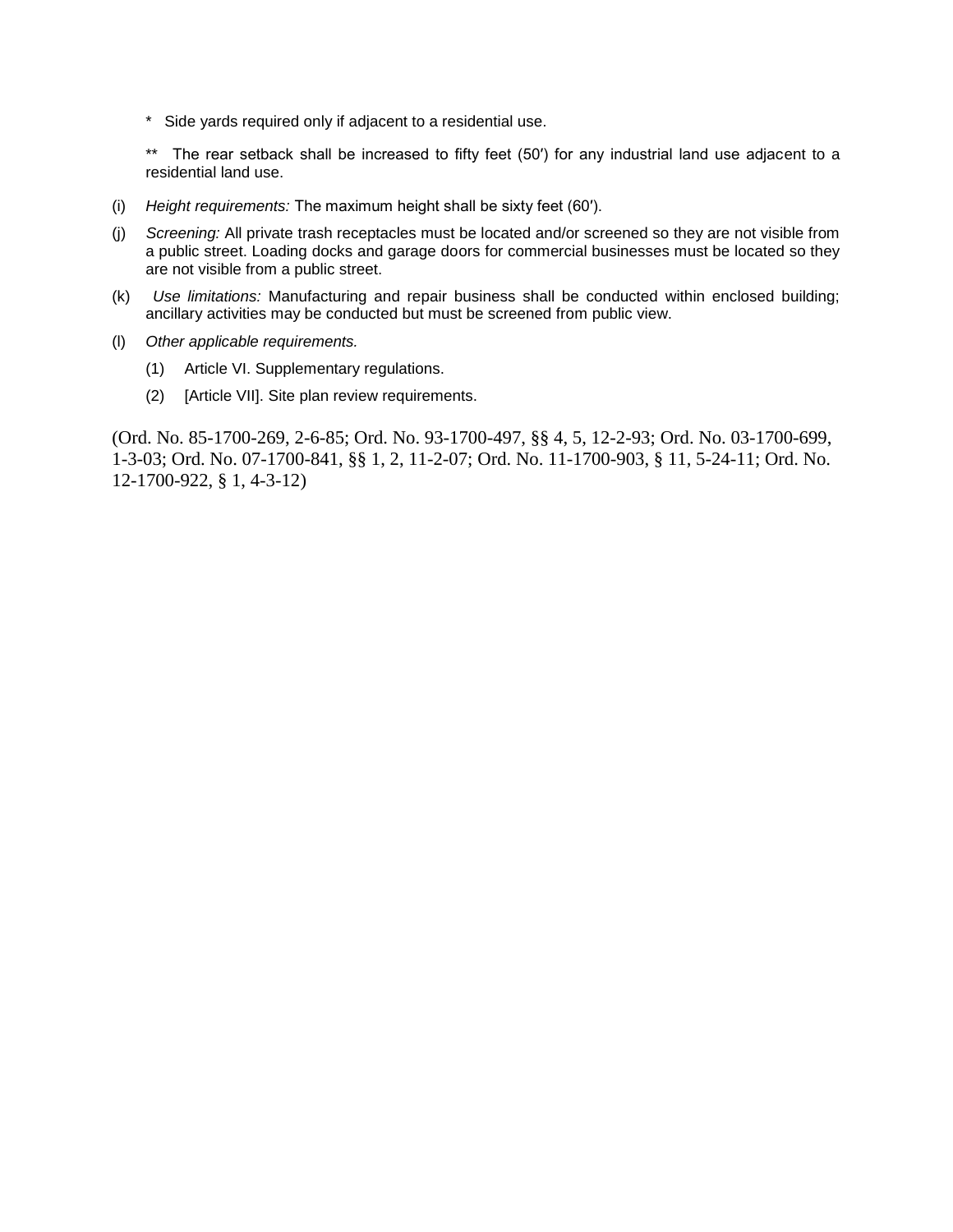\* Side yards required only if adjacent to a residential use.

\*\* The rear setback shall be increased to fifty feet (50′) for any industrial land use adjacent to a residential land use.

(i) *Height requirements:* The maximum height shall be sixty feet (60′).

(j) *Screening:* All private trash receptacles must be located and/or screened so they are not visible from a public street. Loading docks and garage doors for commercial businesses must be located so they are not visible from a public street.

(k) *Use limitations:* Manufacturing and repair business shall be conducted within enclosed building; ancillary activities may be conducted but must be screened from public view.

(l) *Other applicable requirements.*

(1) Article VI. Supplementary regulations.

(2) [Article VII]. Site plan review requirements.

(Ord. No. 85-1700-269, 2-6-85; Ord. No. 93-1700-497, §§ 4, 5, 12-2-93; Ord. No. 03-1700-699, 1-3-03; Ord. No. 07-1700-841, §§ 1, 2, 11-2-07; Ord. No. 11-1700-903, § 11, 5-24-11; Ord. No. 12-1700-922, § 1, 4-3-12)